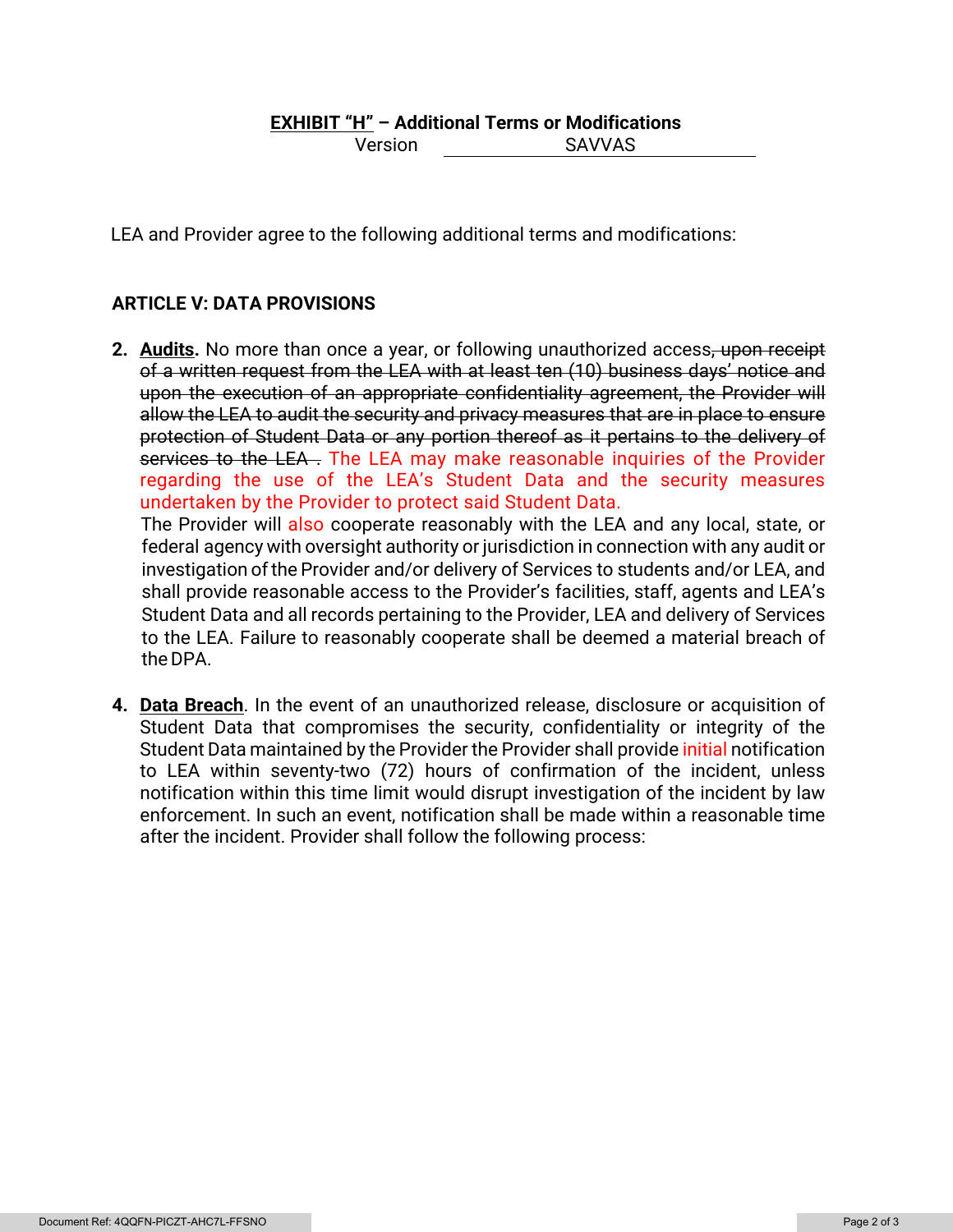**EXHIBIT "H" – Additional Terms or Modifications**

Version SAVVAS

LEA and Provider agree to the following additional terms and modifications:

**ARTICLE V: DATA PROVISIONS**

2. **Audits.** No more than once a year, or following unauthorized access~~, upon receipt of a written request from the LEA with at least ten (10) business days' notice and upon the execution of an appropriate confidentiality agreement, the Provider will allow the LEA to audit the security and privacy measures that are in place to ensure protection of Student Data or any portion thereof as it pertains to the delivery of services to the LEA~~ . The LEA may make reasonable inquiries of the Provider regarding the use of the LEA's Student Data and the security measures undertaken by the Provider to protect said Student Data.
   The Provider will also cooperate reasonably with the LEA and any local, state, or federal agency with oversight authority or jurisdiction in connection with any audit or investigation of the Provider and/or delivery of Services to students and/or LEA, and shall provide reasonable access to the Provider's facilities, staff, agents and LEA's Student Data and all records pertaining to the Provider, LEA and delivery of Services to the LEA. Failure to reasonably cooperate shall be deemed a material breach of the DPA.

4. **Data Breach**. In the event of an unauthorized release, disclosure or acquisition of Student Data that compromises the security, confidentiality or integrity of the Student Data maintained by the Provider the Provider shall provide initial notification to LEA within seventy-two (72) hours of confirmation of the incident, unless notification within this time limit would disrupt investigation of the incident by law enforcement. In such an event, notification shall be made within a reasonable time after the incident. Provider shall follow the following process: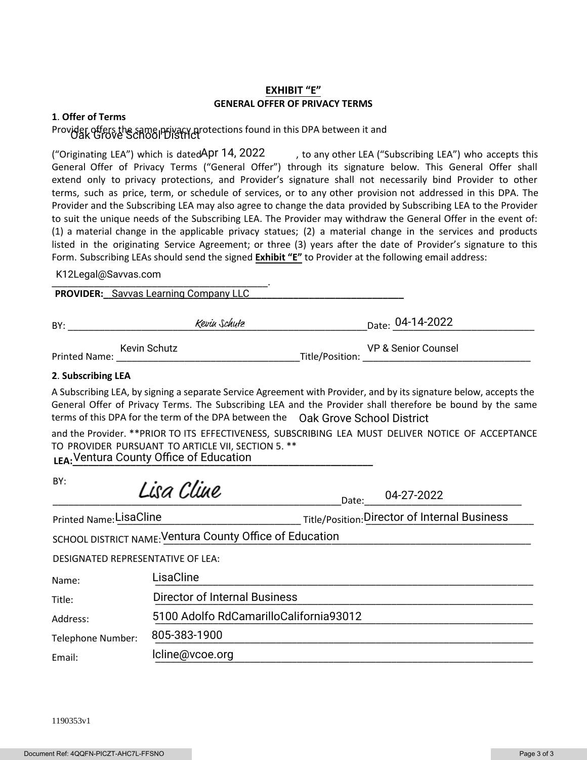# EXHIBIT "E"

## GENERAL OFFER OF PRIVACY TERMS

**1. Offer of Terms**

Provider offers the same privacy protections found in this DPA between it and Oak Grove School District ("Originating LEA") which is dated Apr 14, 2022, to any other LEA ("Subscribing LEA") who accepts this General Offer of Privacy Terms ("General Offer") through its signature below. This General Offer shall extend only to privacy protections, and Provider's signature shall not necessarily bind Provider to other terms, such as price, term, or schedule of services, or to any other provision not addressed in this DPA. The Provider and the Subscribing LEA may also agree to change the data provided by Subscribing LEA to the Provider to suit the unique needs of the Subscribing LEA. The Provider may withdraw the General Offer in the event of: (1) a material change in the applicable privacy statues; (2) a material change in the services and products listed in the originating Service Agreement; or three (3) years after the date of Provider's signature to this Form. Subscribing LEAs should send the signed **Exhibit "E"** to Provider at the following email address:

K12Legal@Savvas.com.

**PROVIDER:** Savvas Learning Company LLC

BY: *Kevin Schutz* Date: 04-14-2022

Printed Name: Kevin Schutz Title/Position: VP & Senior Counsel

**2. Subscribing LEA**

A Subscribing LEA, by signing a separate Service Agreement with Provider, and by its signature below, accepts the General Offer of Privacy Terms. The Subscribing LEA and the Provider shall therefore be bound by the same terms of this DPA for the term of the DPA between the Oak Grove School District and the Provider. **PRIOR TO ITS EFFECTIVENESS, SUBSCRIBING LEA MUST DELIVER NOTICE OF ACCEPTANCE TO PROVIDER PURSUANT TO ARTICLE VII, SECTION 5. **

**LEA:** Ventura County Office of Education

BY: *Lisa Cline* Date: 04-27-2022

Printed Name: LisaCline Title/Position: Director of Internal Business

SCHOOL DISTRICT NAME: Ventura County Office of Education

DESIGNATED REPRESENTATIVE OF LEA:

| | |
|---|---|
| Name: | LisaCline |
| Title: | Director of Internal Business |
| Address: | 5100 Adolfo RdCamarilloCalifornia93012 |
| Telephone Number: | 805-383-1900 |
| Email: | lcline@vcoe.org |

1190353v1